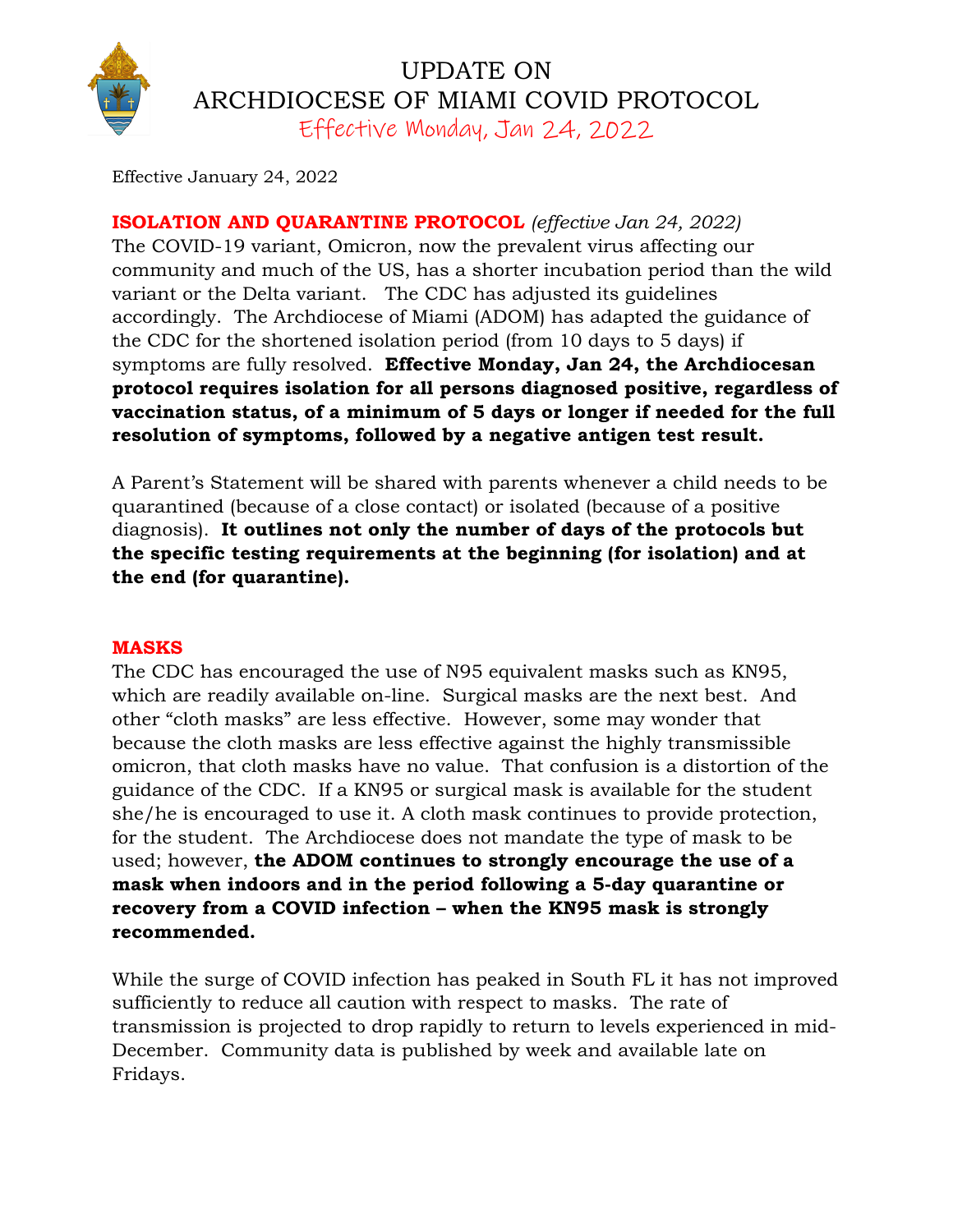# UPDATE ON
# ARCHDIOCESE OF MIAMI COVID PROTOCOL
## Effective Monday, Jan 24, 2022

Effective January 24, 2022

**ISOLATION AND QUARANTINE PROTOCOL** *(effective Jan 24, 2022)*
The COVID-19 variant, Omicron, now the prevalent virus affecting our community and much of the US, has a shorter incubation period than the wild variant or the Delta variant. The CDC has adjusted its guidelines accordingly. The Archdiocese of Miami (ADOM) has adapted the guidance of the CDC for the shortened isolation period (from 10 days to 5 days) if symptoms are fully resolved. **Effective Monday, Jan 24, the Archdiocesan protocol requires isolation for all persons diagnosed positive, regardless of vaccination status, of a minimum of 5 days or longer if needed for the full resolution of symptoms, followed by a negative antigen test result.**

A Parent's Statement will be shared with parents whenever a child needs to be quarantined (because of a close contact) or isolated (because of a positive diagnosis). **It outlines not only the number of days of the protocols but the specific testing requirements at the beginning (for isolation) and at the end (for quarantine).**

**MASKS**
The CDC has encouraged the use of N95 equivalent masks such as KN95, which are readily available on-line. Surgical masks are the next best. And other "cloth masks" are less effective. However, some may wonder that because the cloth masks are less effective against the highly transmissible omicron, that cloth masks have no value. That confusion is a distortion of the guidance of the CDC. If a KN95 or surgical mask is available for the student she/he is encouraged to use it. A cloth mask continues to provide protection, for the student. The Archdiocese does not mandate the type of mask to be used; however, **the ADOM continues to strongly encourage the use of a mask when indoors and in the period following a 5-day quarantine or recovery from a COVID infection – when the KN95 mask is strongly recommended.**

While the surge of COVID infection has peaked in South FL it has not improved sufficiently to reduce all caution with respect to masks. The rate of transmission is projected to drop rapidly to return to levels experienced in mid-December. Community data is published by week and available late on Fridays.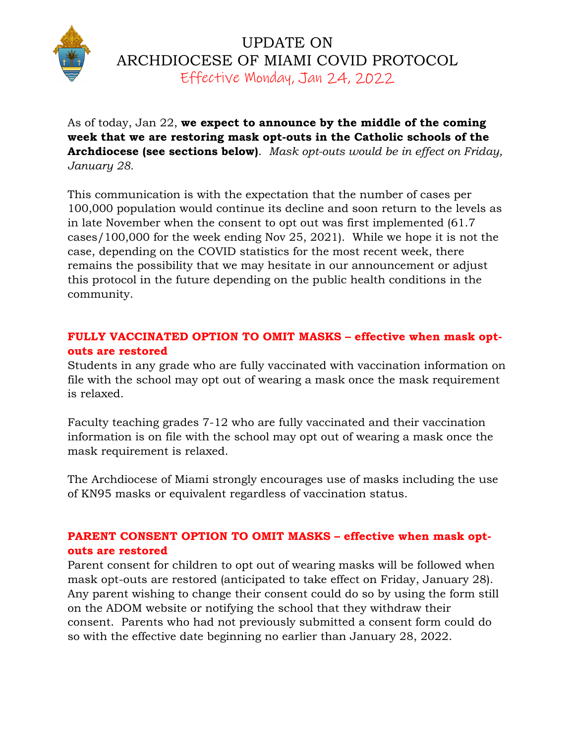# UPDATE ON ARCHDIOCESE OF MIAMI COVID PROTOCOL

Effective Monday, Jan 24, 2022

As of today, Jan 22, **we expect to announce by the middle of the coming week that we are restoring mask opt-outs in the Catholic schools of the Archdiocese (see sections below)**. *Mask opt-outs would be in effect on Friday, January 28.*

This communication is with the expectation that the number of cases per 100,000 population would continue its decline and soon return to the levels as in late November when the consent to opt out was first implemented (61.7 cases/100,000 for the week ending Nov 25, 2021). While we hope it is not the case, depending on the COVID statistics for the most recent week, there remains the possibility that we may hesitate in our announcement or adjust this protocol in the future depending on the public health conditions in the community.

## FULLY VACCINATED OPTION TO OMIT MASKS – effective when mask opt-outs are restored

Students in any grade who are fully vaccinated with vaccination information on file with the school may opt out of wearing a mask once the mask requirement is relaxed.

Faculty teaching grades 7-12 who are fully vaccinated and their vaccination information is on file with the school may opt out of wearing a mask once the mask requirement is relaxed.

The Archdiocese of Miami strongly encourages use of masks including the use of KN95 masks or equivalent regardless of vaccination status.

## PARENT CONSENT OPTION TO OMIT MASKS – effective when mask opt-outs are restored

Parent consent for children to opt out of wearing masks will be followed when mask opt-outs are restored (anticipated to take effect on Friday, January 28). Any parent wishing to change their consent could do so by using the form still on the ADOM website or notifying the school that they withdraw their consent. Parents who had not previously submitted a consent form could do so with the effective date beginning no earlier than January 28, 2022.